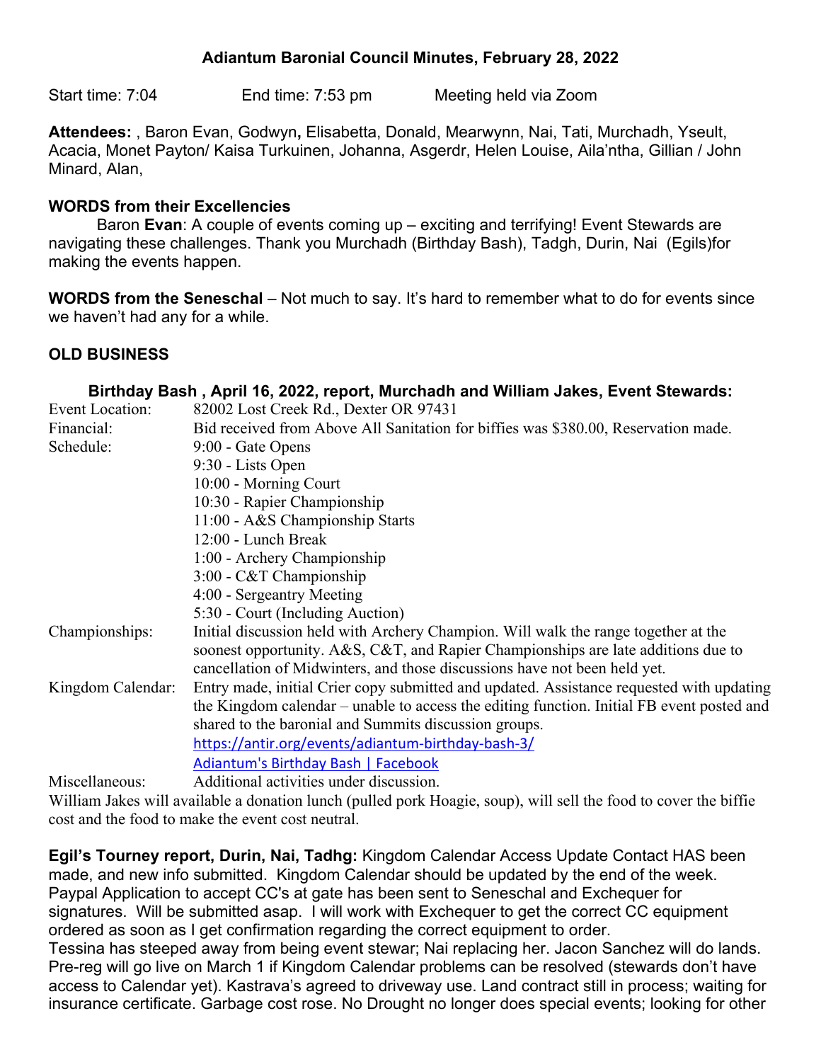# Adiantum Baronial Council Minutes, February 28, 2022

Start time: 7:04 End time: 7:53 pm Meeting held via Zoom

**Attendees:** , Baron Evan, Godwyn**,** Elisabetta, Donald, Mearwynn, Nai, Tati, Murchadh, Yseult, Acacia, Monet Payton/ Kaisa Turkuinen, Johanna, Asgerdr, Helen Louise, Aila'ntha, Gillian / John Minard, Alan,

## WORDS from their Excellencies

Baron **Evan**: A couple of events coming up – exciting and terrifying! Event Stewards are navigating these challenges. Thank you Murchadh (Birthday Bash), Tadgh, Durin, Nai (Egils)for making the events happen.

**WORDS from the Seneschal** – Not much to say. It's hard to remember what to do for events since we haven't had any for a while.

## OLD BUSINESS

### Birthday Bash , April 16, 2022, report, Murchadh and William Jakes, Event Stewards:

| | |
|---|---|
| Event Location: | 82002 Lost Creek Rd., Dexter OR 97431 |
| Financial: | Bid received from Above All Sanitation for biffies was $380.00, Reservation made. |
| Schedule: | 9:00 - Gate Opens<br>9:30 - Lists Open<br>10:00 - Morning Court<br>10:30 - Rapier Championship<br>11:00 - A&S Championship Starts<br>12:00 - Lunch Break<br>1:00 - Archery Championship<br>3:00 - C&T Championship<br>4:00 - Sergeantry Meeting<br>5:30 - Court (Including Auction) |
| Championships: | Initial discussion held with Archery Champion. Will walk the range together at the soonest opportunity. A&S, C&T, and Rapier Championships are late additions due to cancellation of Midwinters, and those discussions have not been held yet. |
| Kingdom Calendar: | Entry made, initial Crier copy submitted and updated. Assistance requested with updating the Kingdom calendar – unable to access the editing function. Initial FB event posted and shared to the baronial and Summits discussion groups.<br>https://antir.org/events/adiantum-birthday-bash-3/<br>Adiantum's Birthday Bash \| Facebook |
| Miscellaneous: | Additional activities under discussion. |

William Jakes will available a donation lunch (pulled pork Hoagie, soup), will sell the food to cover the biffie cost and the food to make the event cost neutral.

**Egil's Tourney report, Durin, Nai, Tadhg:** Kingdom Calendar Access Update Contact HAS been made, and new info submitted. Kingdom Calendar should be updated by the end of the week. Paypal Application to accept CC's at gate has been sent to Seneschal and Exchequer for signatures. Will be submitted asap. I will work with Exchequer to get the correct CC equipment ordered as soon as I get confirmation regarding the correct equipment to order.
Tessina has steeped away from being event stewar; Nai replacing her. Jacon Sanchez will do lands. Pre-reg will go live on March 1 if Kingdom Calendar problems can be resolved (stewards don't have access to Calendar yet). Kastrava's agreed to driveway use. Land contract still in process; waiting for insurance certificate. Garbage cost rose. No Drought no longer does special events; looking for other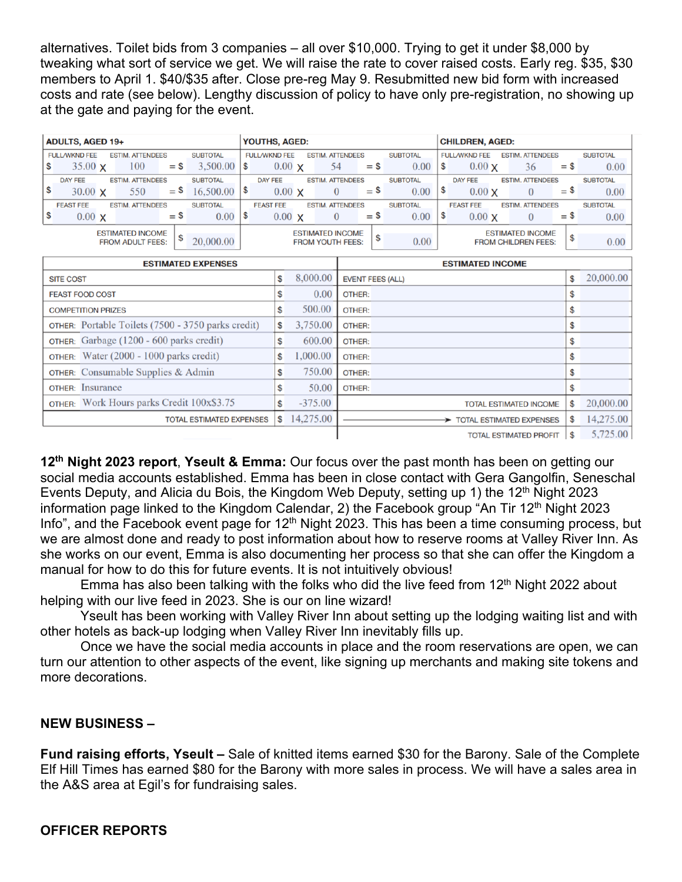alternatives. Toilet bids from 3 companies – all over $10,000. Trying to get it under $8,000 by tweaking what sort of service we get. We will raise the rate to cover raised costs. Early reg. $35, $30 members to April 1. $40/$35 after. Close pre-reg May 9. Resubmitted new bid form with increased costs and rate (see below). Lengthy discussion of policy to have only pre-registration, no showing up at the gate and paying for the event.

| ADULTS, AGED 19+ | | | YOUTHS, AGED: | | | CHILDREN, AGED: | | |
|---|---|---|---|---|---|---|---|---|
| FULL/WKND FEE | ESTIM. ATTENDEES | SUBTOTAL | FULL/WKND FEE | ESTIM. ATTENDEES | SUBTOTAL | FULL/WKND FEE | ESTIM. ATTENDEES | SUBTOTAL |
| $ 35.00 X | 100 | = $ 3,500.00 | $ 0.00 X | 54 | = $ 0.00 | $ 0.00 X | 36 | = $ 0.00 |
| DAY FEE | ESTIM. ATTENDEES | SUBTOTAL | DAY FEE | ESTIM. ATTENDEES | SUBTOTAL | DAY FEE | ESTIM. ATTENDEES | SUBTOTAL |
| $ 30.00 X | 550 | = $ 16,500.00 | $ 0.00 X | 0 | = $ 0.00 | $ 0.00 X | 0 | = $ 0.00 |
| FEAST FEE | ESTIM. ATTENDEES | SUBTOTAL | FEAST FEE | ESTIM. ATTENDEES | SUBTOTAL | FEAST FEE | ESTIM. ATTENDEES | SUBTOTAL |
| $ 0.00 X | | = $ 0.00 | $ 0.00 X | 0 | = $ 0.00 | $ 0.00 X | 0 | = $ 0.00 |
| ESTIMATED INCOME FROM ADULT FEES: | | $ 20,000.00 | ESTIMATED INCOME FROM YOUTH FEES: | | $ 0.00 | ESTIMATED INCOME FROM CHILDREN FEES: | | $ 0.00 |

| ESTIMATED EXPENSES | | ESTIMATED INCOME | |
|---|---|---|---|
| SITE COST | $ 8,000.00 | EVENT FEES (ALL) | $ 20,000.00 |
| FEAST FOOD COST | $ 0.00 | OTHER: | $ |
| COMPETITION PRIZES | $ 500.00 | OTHER: | $ |
| OTHER: Portable Toilets (7500 - 3750 parks credit) | $ 3,750.00 | OTHER: | $ |
| OTHER: Garbage (1200 - 600 parks credit) | $ 600.00 | OTHER: | $ |
| OTHER: Water (2000 - 1000 parks credit) | $ 1,000.00 | OTHER: | $ |
| OTHER: Consumable Supplies & Admin | $ 750.00 | OTHER: | $ |
| OTHER: Insurance | $ 50.00 | OTHER: | $ |
| OTHER: Work Hours parks Credit 100x$3.75 | $ -375.00 | TOTAL ESTIMATED INCOME | $ 20,000.00 |
| TOTAL ESTIMATED EXPENSES | $ 14,275.00 | → TOTAL ESTIMATED EXPENSES | $ 14,275.00 |
| | | TOTAL ESTIMATED PROFIT | $ 5,725.00 |

**12th Night 2023 report**, **Yseult & Emma:** Our focus over the past month has been on getting our social media accounts established. Emma has been in close contact with Gera Gangolfin, Seneschal Events Deputy, and Alicia du Bois, the Kingdom Web Deputy, setting up 1) the 12th Night 2023 information page linked to the Kingdom Calendar, 2) the Facebook group "An Tir 12th Night 2023 Info", and the Facebook event page for 12th Night 2023. This has been a time consuming process, but we are almost done and ready to post information about how to reserve rooms at Valley River Inn. As she works on our event, Emma is also documenting her process so that she can offer the Kingdom a manual for how to do this for future events. It is not intuitively obvious!

Emma has also been talking with the folks who did the live feed from 12th Night 2022 about helping with our live feed in 2023. She is our on line wizard!

Yseult has been working with Valley River Inn about setting up the lodging waiting list and with other hotels as back-up lodging when Valley River Inn inevitably fills up.

Once we have the social media accounts in place and the room reservations are open, we can turn our attention to other aspects of the event, like signing up merchants and making site tokens and more decorations.

## NEW BUSINESS –

**Fund raising efforts, Yseult –** Sale of knitted items earned $30 for the Barony. Sale of the Complete Elf Hill Times has earned $80 for the Barony with more sales in process. We will have a sales area in the A&S area at Egil's for fundraising sales.

## OFFICER REPORTS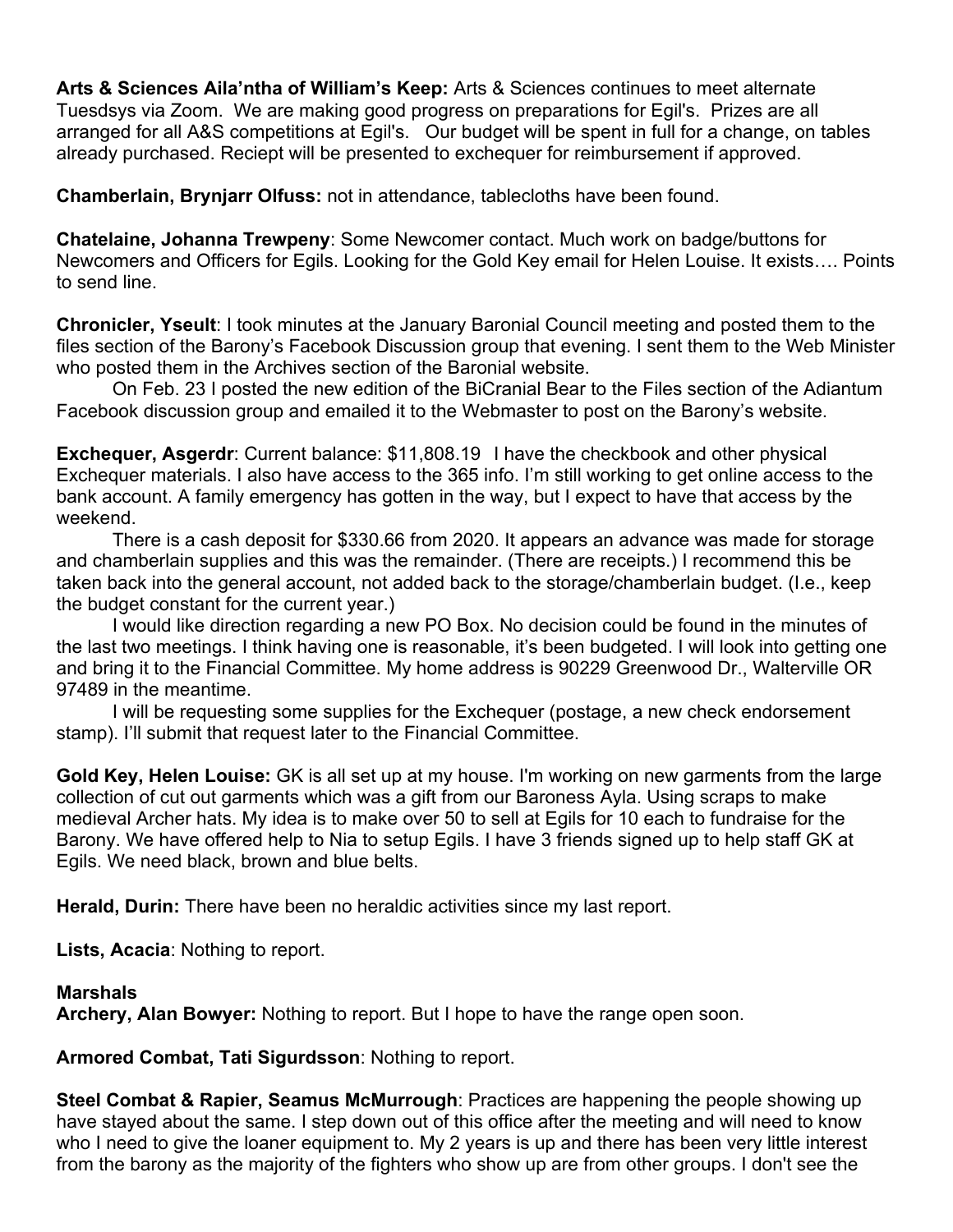**Arts & Sciences Aila'ntha of William's Keep:** Arts & Sciences continues to meet alternate Tuesdsys via Zoom. We are making good progress on preparations for Egil's. Prizes are all arranged for all A&S competitions at Egil's. Our budget will be spent in full for a change, on tables already purchased. Reciept will be presented to exchequer for reimbursement if approved.

**Chamberlain, Brynjarr Olfuss:** not in attendance, tablecloths have been found.

**Chatelaine, Johanna Trewpeny**: Some Newcomer contact. Much work on badge/buttons for Newcomers and Officers for Egils. Looking for the Gold Key email for Helen Louise. It exists…. Points to send line.

**Chronicler, Yseult**: I took minutes at the January Baronial Council meeting and posted them to the files section of the Barony's Facebook Discussion group that evening. I sent them to the Web Minister who posted them in the Archives section of the Baronial website.

On Feb. 23 I posted the new edition of the BiCranial Bear to the Files section of the Adiantum Facebook discussion group and emailed it to the Webmaster to post on the Barony's website.

**Exchequer, Asgerdr**: Current balance: $11,808.19 I have the checkbook and other physical Exchequer materials. I also have access to the 365 info. I'm still working to get online access to the bank account. A family emergency has gotten in the way, but I expect to have that access by the weekend.

There is a cash deposit for $330.66 from 2020. It appears an advance was made for storage and chamberlain supplies and this was the remainder. (There are receipts.) I recommend this be taken back into the general account, not added back to the storage/chamberlain budget. (I.e., keep the budget constant for the current year.)

I would like direction regarding a new PO Box. No decision could be found in the minutes of the last two meetings. I think having one is reasonable, it's been budgeted. I will look into getting one and bring it to the Financial Committee. My home address is 90229 Greenwood Dr., Walterville OR 97489 in the meantime.

I will be requesting some supplies for the Exchequer (postage, a new check endorsement stamp). I'll submit that request later to the Financial Committee.

**Gold Key, Helen Louise:** GK is all set up at my house. I'm working on new garments from the large collection of cut out garments which was a gift from our Baroness Ayla. Using scraps to make medieval Archer hats. My idea is to make over 50 to sell at Egils for 10 each to fundraise for the Barony. We have offered help to Nia to setup Egils. I have 3 friends signed up to help staff GK at Egils. We need black, brown and blue belts.

**Herald, Durin:** There have been no heraldic activities since my last report.

**Lists, Acacia**: Nothing to report.

**Marshals**

**Archery, Alan Bowyer:** Nothing to report. But I hope to have the range open soon.

**Armored Combat, Tati Sigurdsson**: Nothing to report.

**Steel Combat & Rapier, Seamus McMurrough**: Practices are happening the people showing up have stayed about the same. I step down out of this office after the meeting and will need to know who I need to give the loaner equipment to. My 2 years is up and there has been very little interest from the barony as the majority of the fighters who show up are from other groups. I don't see the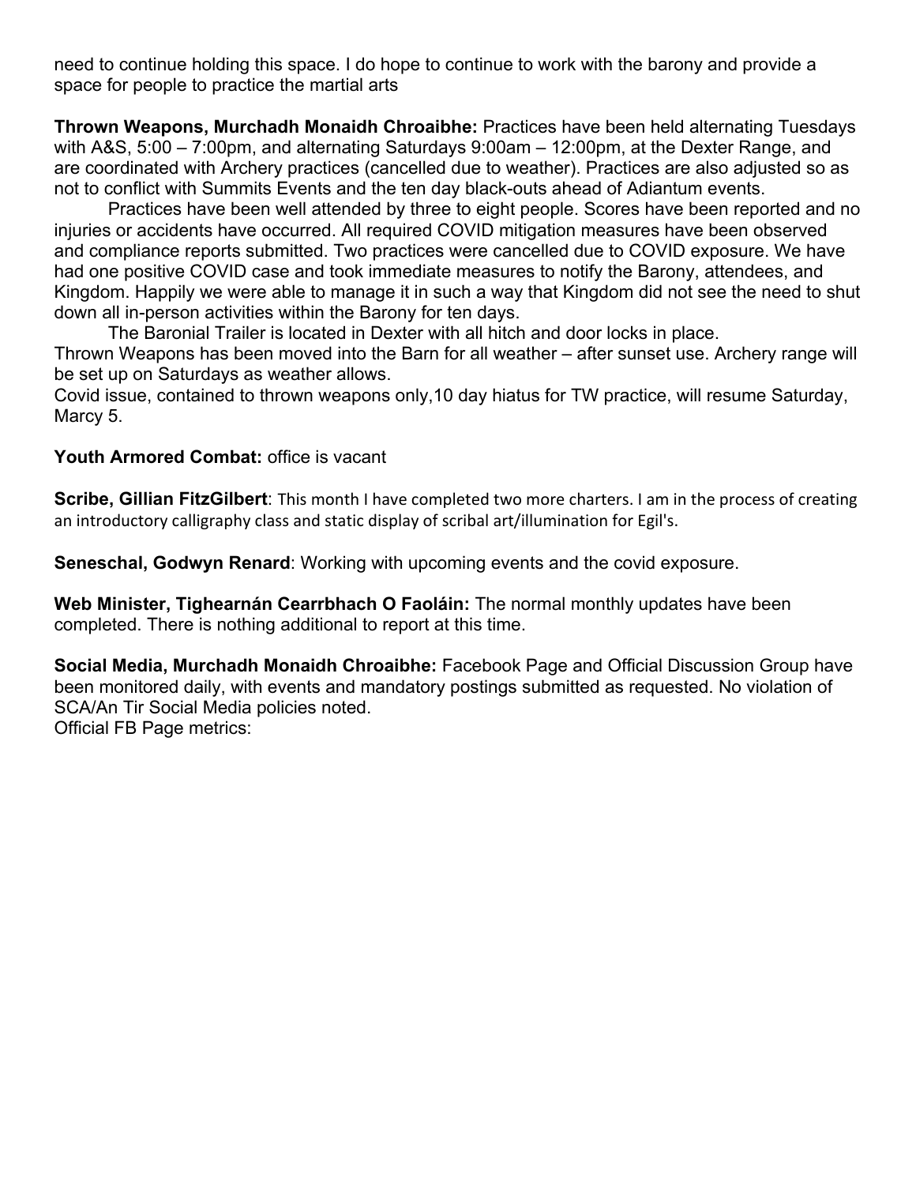need to continue holding this space. I do hope to continue to work with the barony and provide a space for people to practice the martial arts

**Thrown Weapons, Murchadh Monaidh Chroaibhe:** Practices have been held alternating Tuesdays with A&S, 5:00 – 7:00pm, and alternating Saturdays 9:00am – 12:00pm, at the Dexter Range, and are coordinated with Archery practices (cancelled due to weather). Practices are also adjusted so as not to conflict with Summits Events and the ten day black-outs ahead of Adiantum events.

Practices have been well attended by three to eight people. Scores have been reported and no injuries or accidents have occurred. All required COVID mitigation measures have been observed and compliance reports submitted. Two practices were cancelled due to COVID exposure. We have had one positive COVID case and took immediate measures to notify the Barony, attendees, and Kingdom. Happily we were able to manage it in such a way that Kingdom did not see the need to shut down all in-person activities within the Barony for ten days.

The Baronial Trailer is located in Dexter with all hitch and door locks in place.

Thrown Weapons has been moved into the Barn for all weather – after sunset use. Archery range will be set up on Saturdays as weather allows.

Covid issue, contained to thrown weapons only,10 day hiatus for TW practice, will resume Saturday, Marcy 5.

**Youth Armored Combat:** office is vacant

**Scribe, Gillian FitzGilbert**: This month I have completed two more charters. I am in the process of creating an introductory calligraphy class and static display of scribal art/illumination for Egil's.

**Seneschal, Godwyn Renard**: Working with upcoming events and the covid exposure.

**Web Minister, Tighearnán Cearrbhach O Faoláin:** The normal monthly updates have been completed. There is nothing additional to report at this time.

**Social Media, Murchadh Monaidh Chroaibhe:** Facebook Page and Official Discussion Group have been monitored daily, with events and mandatory postings submitted as requested. No violation of SCA/An Tir Social Media policies noted.

Official FB Page metrics: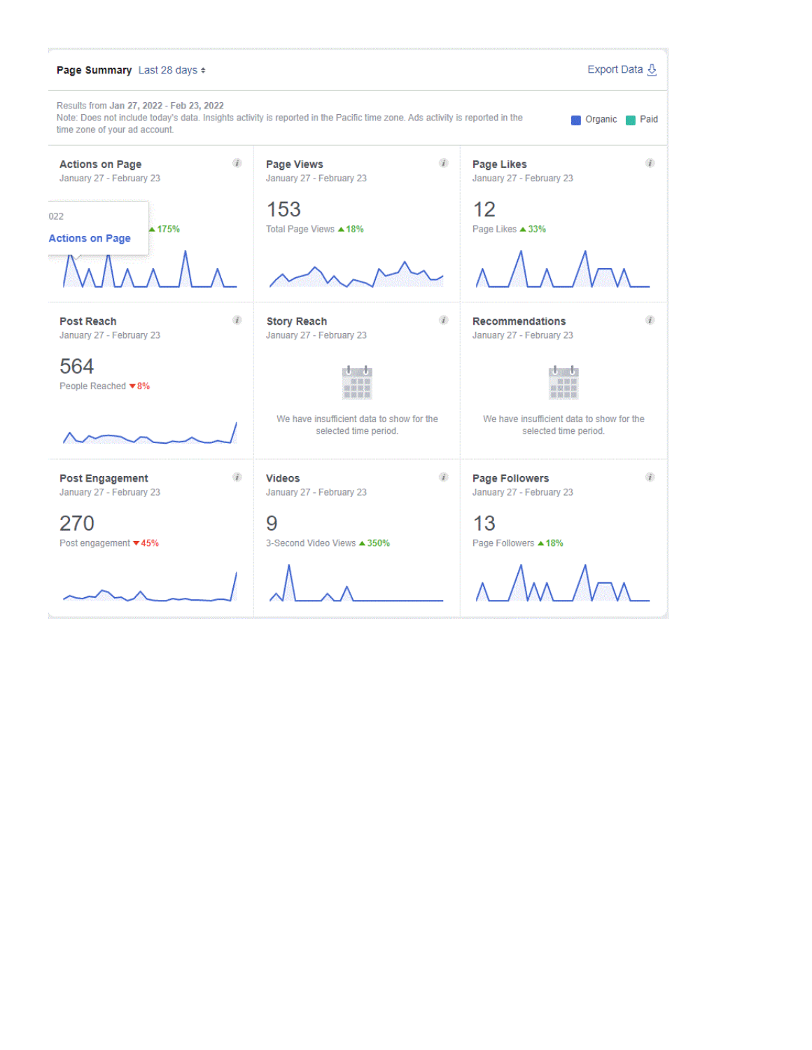**Page Summary** Last 28 days

Export Data

Results from **Jan 27, 2022 - Feb 23, 2022**
Note: Does not include today's data. Insights activity is reported in the Pacific time zone. Ads activity is reported in the time zone of your ad account.

Organic | Paid

**Actions on Page**
January 27 - February 23

022
**Actions on Page**
▲175%

**Page Views**
January 27 - February 23

153
Total Page Views ▲18%

**Page Likes**
January 27 - February 23

12
Page Likes ▲33%

**Post Reach**
January 27 - February 23

564
People Reached ▼8%

**Story Reach**
January 27 - February 23

We have insufficient data to show for the selected time period.

**Recommendations**
January 27 - February 23

We have insufficient data to show for the selected time period.

**Post Engagement**
January 27 - February 23

270
Post engagement ▼45%

**Videos**
January 27 - February 23

9
3-Second Video Views ▲350%

**Page Followers**
January 27 - February 23

13
Page Followers ▲18%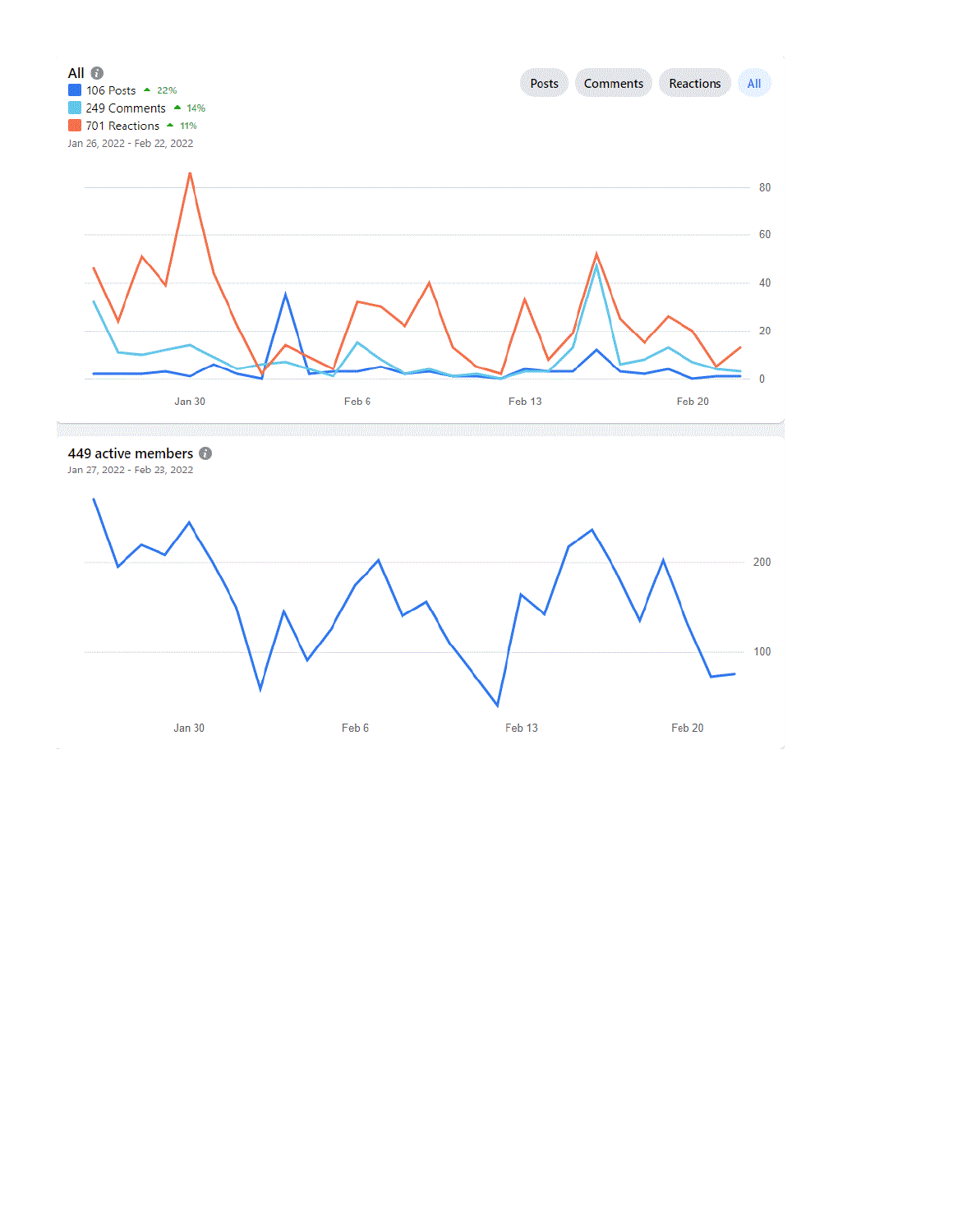## All

106 Posts ▲ 22%

249 Comments ▲ 14%

701 Reactions ▲ 11%

Jan 26, 2022 - Feb 22, 2022

Posts | Comments | Reactions | All

80
60
40
20
0

Jan 30
Feb 6
Feb 13
Feb 20

## 449 active members

Jan 27, 2022 - Feb 23, 2022

200
100

Jan 30
Feb 6
Feb 13
Feb 20